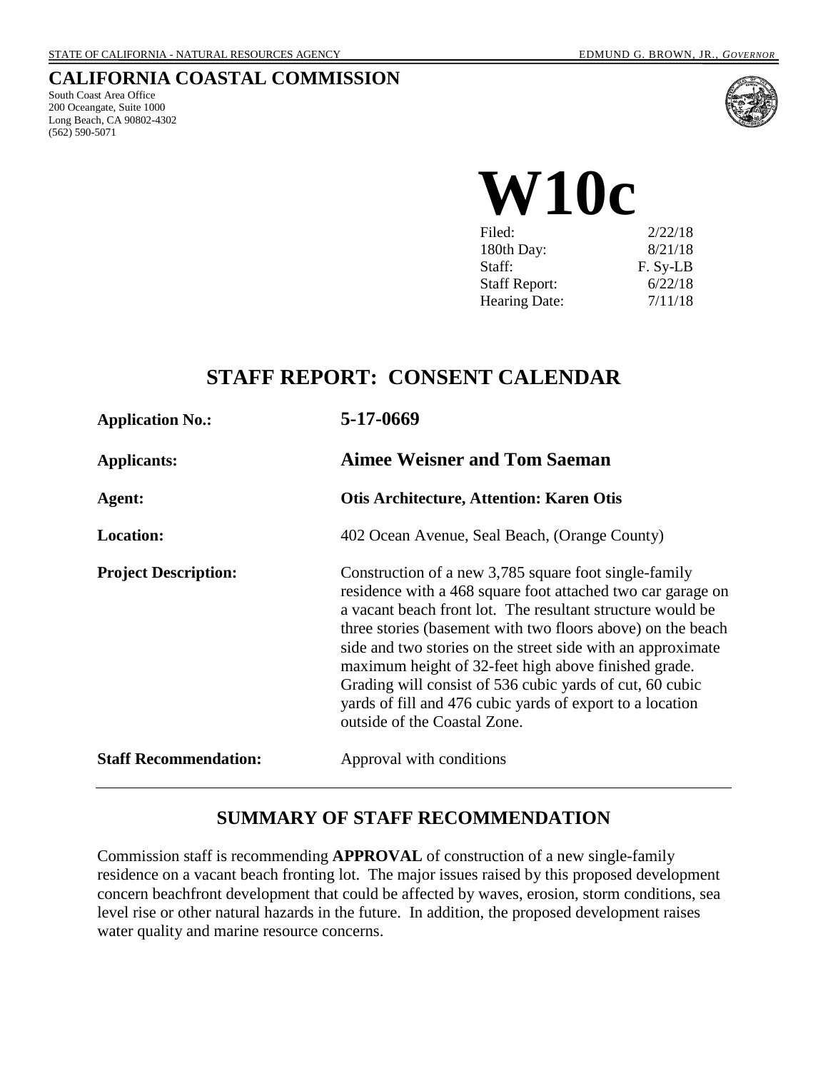STATE OF CALIFORNIA - NATURAL RESOURCES AGENCY EDMUND G. BROWN, JR., *GOVERNOR*

# CALIFORNIA COASTAL COMMISSION

South Coast Area Office
200 Oceangate, Suite 1000
Long Beach, CA 90802-4302
(562) 590-5071

# W10c

| | |
|---|---|
| Filed: | 2/22/18 |
| 180th Day: | 8/21/18 |
| Staff: | F. Sy-LB |
| Staff Report: | 6/22/18 |
| Hearing Date: | 7/11/18 |

## STAFF REPORT: CONSENT CALENDAR

| | |
|---|---|
| **Application No.:** | **5-17-0669** |
| **Applicants:** | **Aimee Weisner and Tom Saeman** |
| **Agent:** | **Otis Architecture, Attention: Karen Otis** |
| **Location:** | 402 Ocean Avenue, Seal Beach, (Orange County) |
| **Project Description:** | Construction of a new 3,785 square foot single-family residence with a 468 square foot attached two car garage on a vacant beach front lot. The resultant structure would be three stories (basement with two floors above) on the beach side and two stories on the street side with an approximate maximum height of 32-feet high above finished grade. Grading will consist of 536 cubic yards of cut, 60 cubic yards of fill and 476 cubic yards of export to a location outside of the Coastal Zone. |
| **Staff Recommendation:** | Approval with conditions |

## SUMMARY OF STAFF RECOMMENDATION

Commission staff is recommending **APPROVAL** of construction of a new single-family residence on a vacant beach fronting lot. The major issues raised by this proposed development concern beachfront development that could be affected by waves, erosion, storm conditions, sea level rise or other natural hazards in the future. In addition, the proposed development raises water quality and marine resource concerns.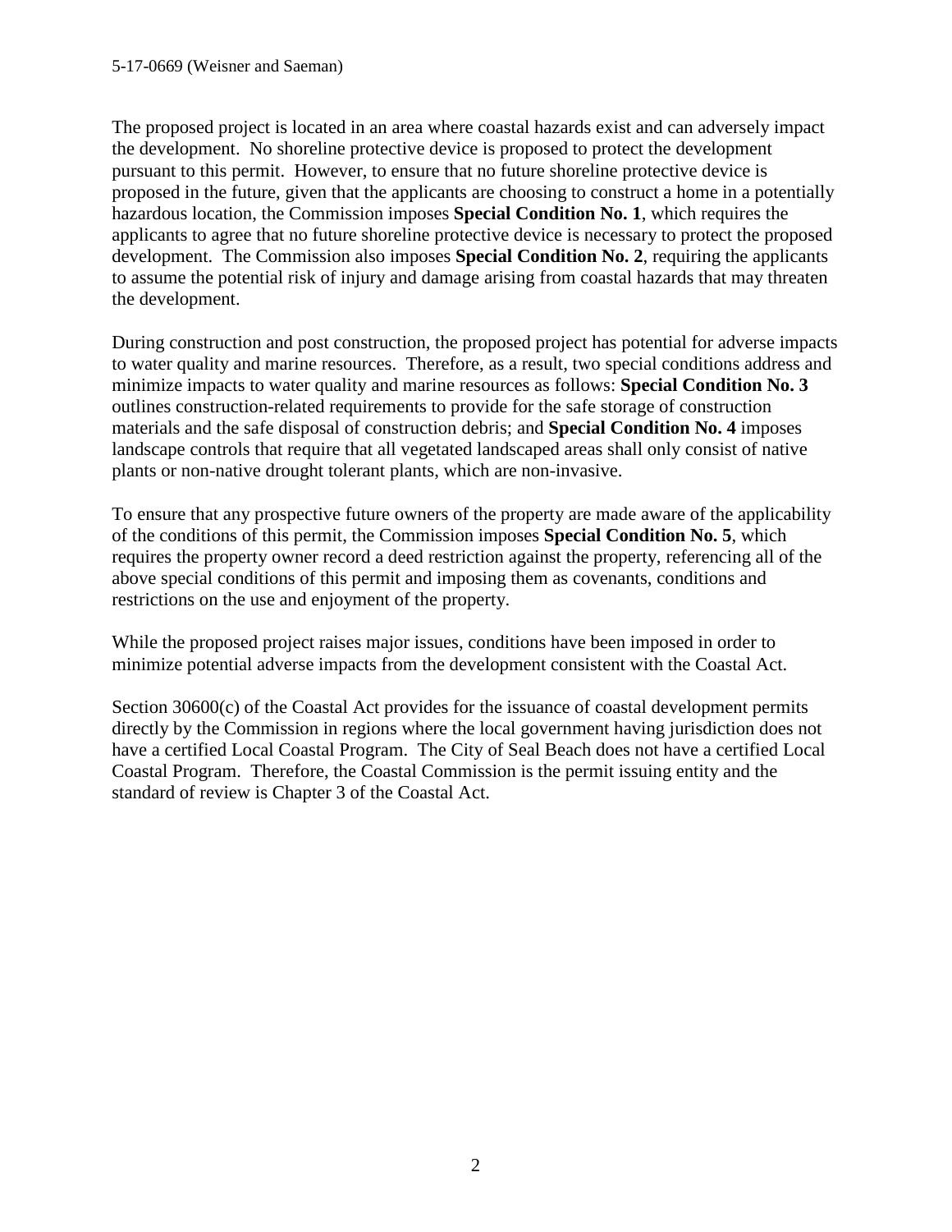The proposed project is located in an area where coastal hazards exist and can adversely impact the development. No shoreline protective device is proposed to protect the development pursuant to this permit. However, to ensure that no future shoreline protective device is proposed in the future, given that the applicants are choosing to construct a home in a potentially hazardous location, the Commission imposes **Special Condition No. 1**, which requires the applicants to agree that no future shoreline protective device is necessary to protect the proposed development. The Commission also imposes **Special Condition No. 2**, requiring the applicants to assume the potential risk of injury and damage arising from coastal hazards that may threaten the development.

During construction and post construction, the proposed project has potential for adverse impacts to water quality and marine resources. Therefore, as a result, two special conditions address and minimize impacts to water quality and marine resources as follows: **Special Condition No. 3** outlines construction-related requirements to provide for the safe storage of construction materials and the safe disposal of construction debris; and **Special Condition No. 4** imposes landscape controls that require that all vegetated landscaped areas shall only consist of native plants or non-native drought tolerant plants, which are non-invasive.

To ensure that any prospective future owners of the property are made aware of the applicability of the conditions of this permit, the Commission imposes **Special Condition No. 5**, which requires the property owner record a deed restriction against the property, referencing all of the above special conditions of this permit and imposing them as covenants, conditions and restrictions on the use and enjoyment of the property.

While the proposed project raises major issues, conditions have been imposed in order to minimize potential adverse impacts from the development consistent with the Coastal Act.

Section 30600(c) of the Coastal Act provides for the issuance of coastal development permits directly by the Commission in regions where the local government having jurisdiction does not have a certified Local Coastal Program. The City of Seal Beach does not have a certified Local Coastal Program. Therefore, the Coastal Commission is the permit issuing entity and the standard of review is Chapter 3 of the Coastal Act.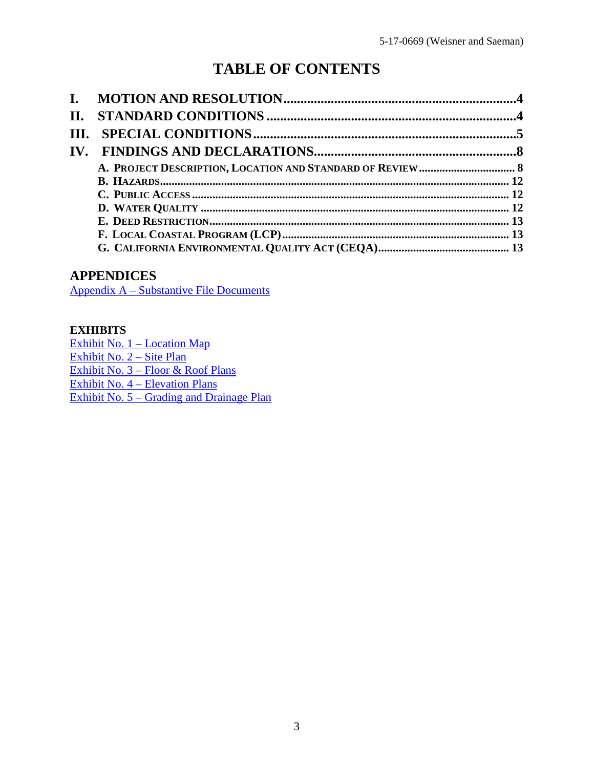# TABLE OF CONTENTS

**I. MOTION AND RESOLUTION** ....................................................................4
**II. STANDARD CONDITIONS** ........................................................................4
**III. SPECIAL CONDITIONS** ...........................................................................5
**IV. FINDINGS AND DECLARATIONS** ..........................................................8
- **A. PROJECT DESCRIPTION, LOCATION AND STANDARD OF REVIEW** ................................ 8
- **B. HAZARDS** ................................................................................................... 12
- **C. PUBLIC ACCESS** ......................................................................................... 12
- **D. WATER QUALITY** ....................................................................................... 12
- **E. DEED RESTRICTION** .................................................................................... 13
- **F. LOCAL COASTAL PROGRAM (LCP)** ................................................................ 13
- **G. CALIFORNIA ENVIRONMENTAL QUALITY ACT (CEQA)** ............................................ 13

## APPENDICES

Appendix A – Substantive File Documents

### EXHIBITS

Exhibit No. 1 – Location Map
Exhibit No. 2 – Site Plan
Exhibit No. 3 – Floor & Roof Plans
Exhibit No. 4 – Elevation Plans
Exhibit No. 5 – Grading and Drainage Plan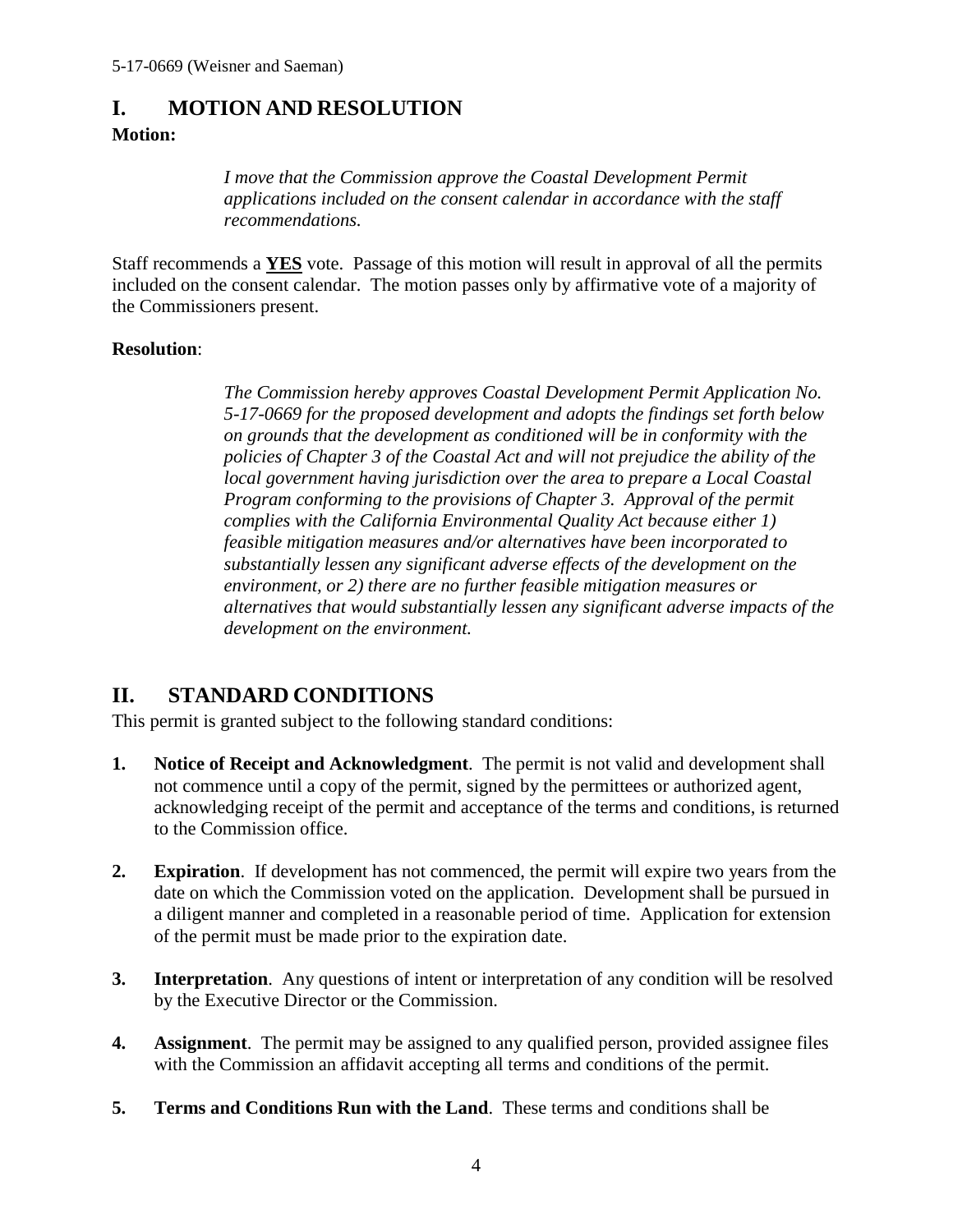# I. MOTION AND RESOLUTION

**Motion:**

> *I move that the Commission approve the Coastal Development Permit applications included on the consent calendar in accordance with the staff recommendations.*

Staff recommends a **YES** vote. Passage of this motion will result in approval of all the permits included on the consent calendar. The motion passes only by affirmative vote of a majority of the Commissioners present.

**Resolution**:

> *The Commission hereby approves Coastal Development Permit Application No. 5-17-0669 for the proposed development and adopts the findings set forth below on grounds that the development as conditioned will be in conformity with the policies of Chapter 3 of the Coastal Act and will not prejudice the ability of the local government having jurisdiction over the area to prepare a Local Coastal Program conforming to the provisions of Chapter 3. Approval of the permit complies with the California Environmental Quality Act because either 1) feasible mitigation measures and/or alternatives have been incorporated to substantially lessen any significant adverse effects of the development on the environment, or 2) there are no further feasible mitigation measures or alternatives that would substantially lessen any significant adverse impacts of the development on the environment.*

# II. STANDARD CONDITIONS

This permit is granted subject to the following standard conditions:

1. **Notice of Receipt and Acknowledgment**. The permit is not valid and development shall not commence until a copy of the permit, signed by the permittees or authorized agent, acknowledging receipt of the permit and acceptance of the terms and conditions, is returned to the Commission office.

2. **Expiration**. If development has not commenced, the permit will expire two years from the date on which the Commission voted on the application. Development shall be pursued in a diligent manner and completed in a reasonable period of time. Application for extension of the permit must be made prior to the expiration date.

3. **Interpretation**. Any questions of intent or interpretation of any condition will be resolved by the Executive Director or the Commission.

4. **Assignment**. The permit may be assigned to any qualified person, provided assignee files with the Commission an affidavit accepting all terms and conditions of the permit.

5. **Terms and Conditions Run with the Land**. These terms and conditions shall be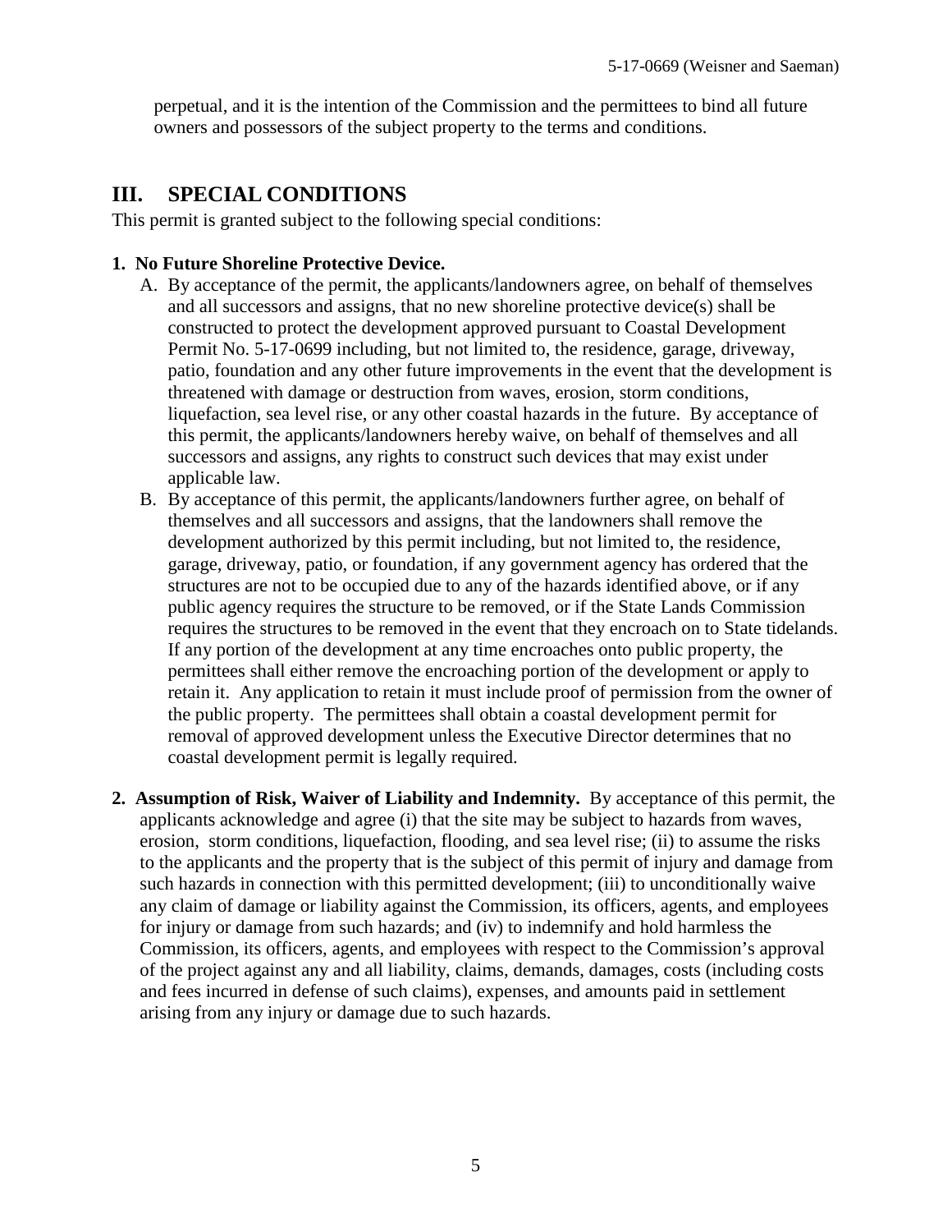perpetual, and it is the intention of the Commission and the permittees to bind all future owners and possessors of the subject property to the terms and conditions.

## III. SPECIAL CONDITIONS

This permit is granted subject to the following special conditions:

**1. No Future Shoreline Protective Device.**

A. By acceptance of the permit, the applicants/landowners agree, on behalf of themselves and all successors and assigns, that no new shoreline protective device(s) shall be constructed to protect the development approved pursuant to Coastal Development Permit No. 5-17-0699 including, but not limited to, the residence, garage, driveway, patio, foundation and any other future improvements in the event that the development is threatened with damage or destruction from waves, erosion, storm conditions, liquefaction, sea level rise, or any other coastal hazards in the future. By acceptance of this permit, the applicants/landowners hereby waive, on behalf of themselves and all successors and assigns, any rights to construct such devices that may exist under applicable law.

B. By acceptance of this permit, the applicants/landowners further agree, on behalf of themselves and all successors and assigns, that the landowners shall remove the development authorized by this permit including, but not limited to, the residence, garage, driveway, patio, or foundation, if any government agency has ordered that the structures are not to be occupied due to any of the hazards identified above, or if any public agency requires the structure to be removed, or if the State Lands Commission requires the structures to be removed in the event that they encroach on to State tidelands. If any portion of the development at any time encroaches onto public property, the permittees shall either remove the encroaching portion of the development or apply to retain it. Any application to retain it must include proof of permission from the owner of the public property. The permittees shall obtain a coastal development permit for removal of approved development unless the Executive Director determines that no coastal development permit is legally required.

**2. Assumption of Risk, Waiver of Liability and Indemnity.** By acceptance of this permit, the applicants acknowledge and agree (i) that the site may be subject to hazards from waves, erosion, storm conditions, liquefaction, flooding, and sea level rise; (ii) to assume the risks to the applicants and the property that is the subject of this permit of injury and damage from such hazards in connection with this permitted development; (iii) to unconditionally waive any claim of damage or liability against the Commission, its officers, agents, and employees for injury or damage from such hazards; and (iv) to indemnify and hold harmless the Commission, its officers, agents, and employees with respect to the Commission's approval of the project against any and all liability, claims, demands, damages, costs (including costs and fees incurred in defense of such claims), expenses, and amounts paid in settlement arising from any injury or damage due to such hazards.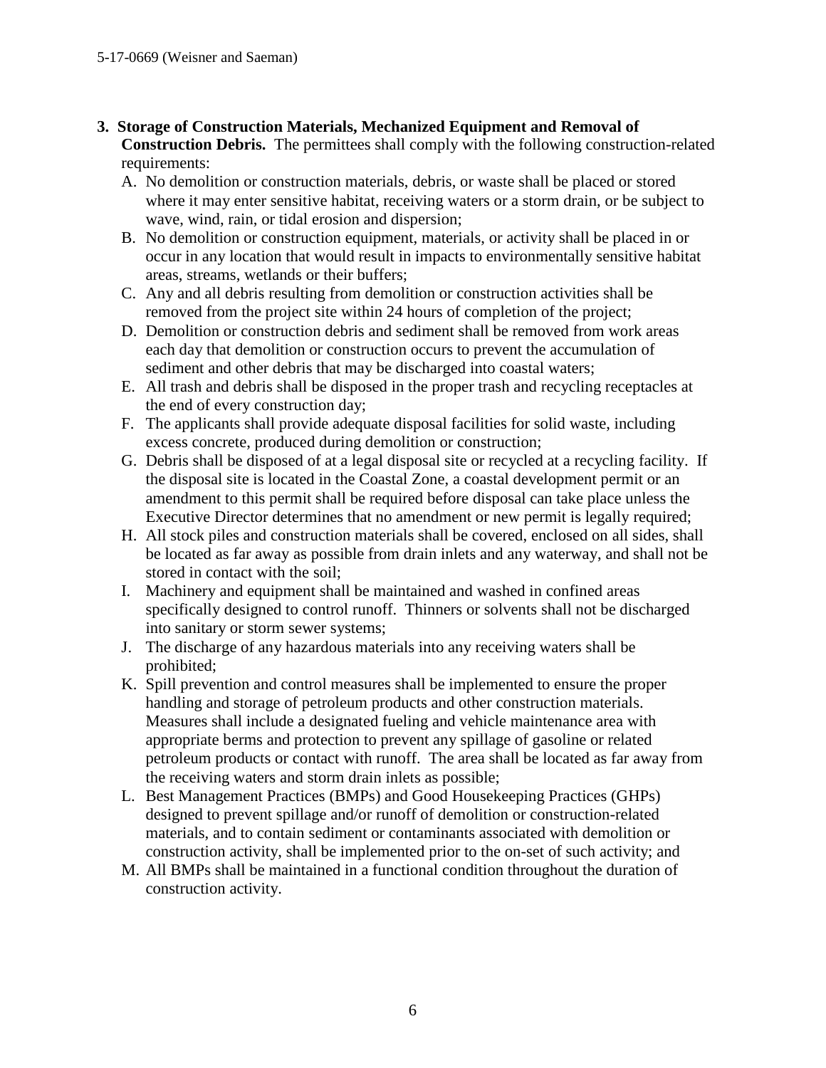3. **Storage of Construction Materials, Mechanized Equipment and Removal of Construction Debris.** The permittees shall comply with the following construction-related requirements:

   A. No demolition or construction materials, debris, or waste shall be placed or stored where it may enter sensitive habitat, receiving waters or a storm drain, or be subject to wave, wind, rain, or tidal erosion and dispersion;

   B. No demolition or construction equipment, materials, or activity shall be placed in or occur in any location that would result in impacts to environmentally sensitive habitat areas, streams, wetlands or their buffers;

   C. Any and all debris resulting from demolition or construction activities shall be removed from the project site within 24 hours of completion of the project;

   D. Demolition or construction debris and sediment shall be removed from work areas each day that demolition or construction occurs to prevent the accumulation of sediment and other debris that may be discharged into coastal waters;

   E. All trash and debris shall be disposed in the proper trash and recycling receptacles at the end of every construction day;

   F. The applicants shall provide adequate disposal facilities for solid waste, including excess concrete, produced during demolition or construction;

   G. Debris shall be disposed of at a legal disposal site or recycled at a recycling facility. If the disposal site is located in the Coastal Zone, a coastal development permit or an amendment to this permit shall be required before disposal can take place unless the Executive Director determines that no amendment or new permit is legally required;

   H. All stock piles and construction materials shall be covered, enclosed on all sides, shall be located as far away as possible from drain inlets and any waterway, and shall not be stored in contact with the soil;

   I. Machinery and equipment shall be maintained and washed in confined areas specifically designed to control runoff. Thinners or solvents shall not be discharged into sanitary or storm sewer systems;

   J. The discharge of any hazardous materials into any receiving waters shall be prohibited;

   K. Spill prevention and control measures shall be implemented to ensure the proper handling and storage of petroleum products and other construction materials. Measures shall include a designated fueling and vehicle maintenance area with appropriate berms and protection to prevent any spillage of gasoline or related petroleum products or contact with runoff. The area shall be located as far away from the receiving waters and storm drain inlets as possible;

   L. Best Management Practices (BMPs) and Good Housekeeping Practices (GHPs) designed to prevent spillage and/or runoff of demolition or construction-related materials, and to contain sediment or contaminants associated with demolition or construction activity, shall be implemented prior to the on-set of such activity; and

   M. All BMPs shall be maintained in a functional condition throughout the duration of construction activity.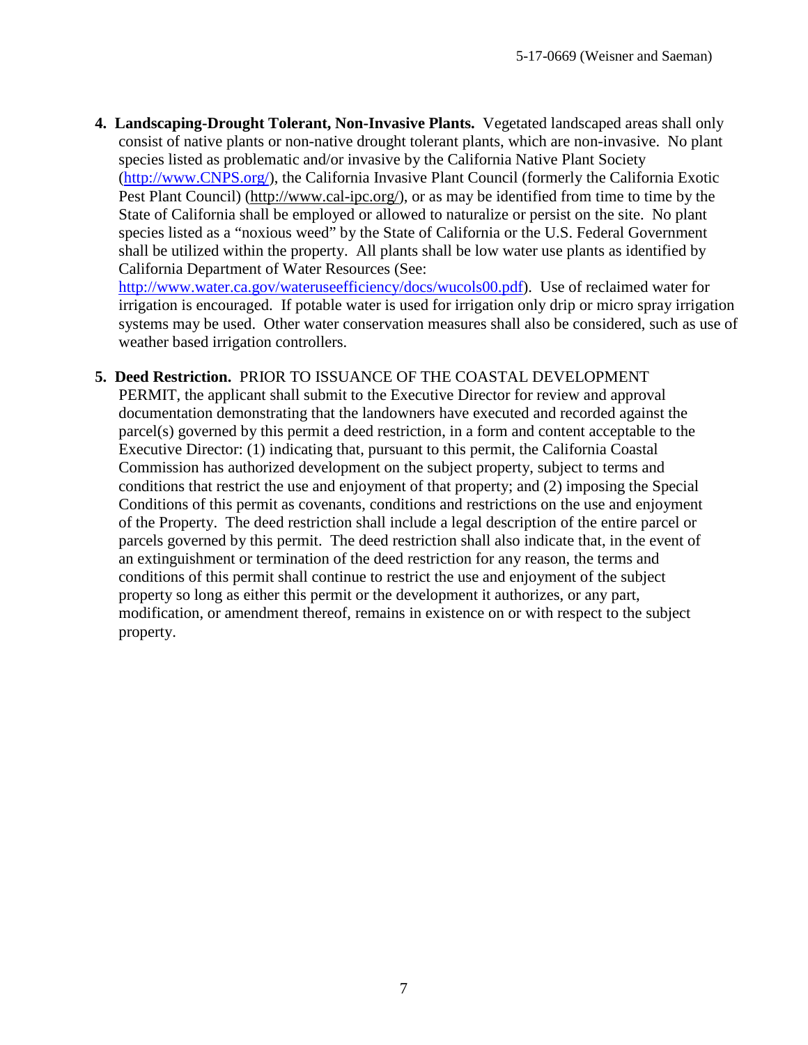4. **Landscaping-Drought Tolerant, Non-Invasive Plants.** Vegetated landscaped areas shall only consist of native plants or non-native drought tolerant plants, which are non-invasive. No plant species listed as problematic and/or invasive by the California Native Plant Society (http://www.CNPS.org/), the California Invasive Plant Council (formerly the California Exotic Pest Plant Council) (http://www.cal-ipc.org/), or as may be identified from time to time by the State of California shall be employed or allowed to naturalize or persist on the site. No plant species listed as a "noxious weed" by the State of California or the U.S. Federal Government shall be utilized within the property. All plants shall be low water use plants as identified by California Department of Water Resources (See: http://www.water.ca.gov/wateruseefficiency/docs/wucols00.pdf). Use of reclaimed water for irrigation is encouraged. If potable water is used for irrigation only drip or micro spray irrigation systems may be used. Other water conservation measures shall also be considered, such as use of weather based irrigation controllers.

5. **Deed Restriction.** PRIOR TO ISSUANCE OF THE COASTAL DEVELOPMENT PERMIT, the applicant shall submit to the Executive Director for review and approval documentation demonstrating that the landowners have executed and recorded against the parcel(s) governed by this permit a deed restriction, in a form and content acceptable to the Executive Director: (1) indicating that, pursuant to this permit, the California Coastal Commission has authorized development on the subject property, subject to terms and conditions that restrict the use and enjoyment of that property; and (2) imposing the Special Conditions of this permit as covenants, conditions and restrictions on the use and enjoyment of the Property. The deed restriction shall include a legal description of the entire parcel or parcels governed by this permit. The deed restriction shall also indicate that, in the event of an extinguishment or termination of the deed restriction for any reason, the terms and conditions of this permit shall continue to restrict the use and enjoyment of the subject property so long as either this permit or the development it authorizes, or any part, modification, or amendment thereof, remains in existence on or with respect to the subject property.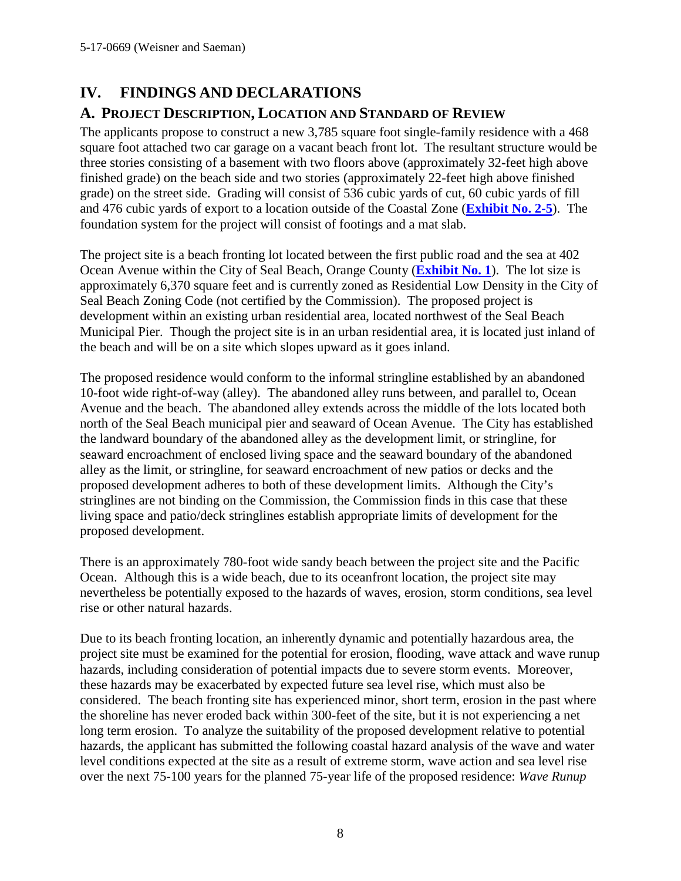# IV. FINDINGS AND DECLARATIONS

## A. PROJECT DESCRIPTION, LOCATION AND STANDARD OF REVIEW

The applicants propose to construct a new 3,785 square foot single-family residence with a 468 square foot attached two car garage on a vacant beach front lot. The resultant structure would be three stories consisting of a basement with two floors above (approximately 32-feet high above finished grade) on the beach side and two stories (approximately 22-feet high above finished grade) on the street side. Grading will consist of 536 cubic yards of cut, 60 cubic yards of fill and 476 cubic yards of export to a location outside of the Coastal Zone (**Exhibit No. 2-5**). The foundation system for the project will consist of footings and a mat slab.

The project site is a beach fronting lot located between the first public road and the sea at 402 Ocean Avenue within the City of Seal Beach, Orange County (**Exhibit No. 1**). The lot size is approximately 6,370 square feet and is currently zoned as Residential Low Density in the City of Seal Beach Zoning Code (not certified by the Commission). The proposed project is development within an existing urban residential area, located northwest of the Seal Beach Municipal Pier. Though the project site is in an urban residential area, it is located just inland of the beach and will be on a site which slopes upward as it goes inland.

The proposed residence would conform to the informal stringline established by an abandoned 10-foot wide right-of-way (alley). The abandoned alley runs between, and parallel to, Ocean Avenue and the beach. The abandoned alley extends across the middle of the lots located both north of the Seal Beach municipal pier and seaward of Ocean Avenue. The City has established the landward boundary of the abandoned alley as the development limit, or stringline, for seaward encroachment of enclosed living space and the seaward boundary of the abandoned alley as the limit, or stringline, for seaward encroachment of new patios or decks and the proposed development adheres to both of these development limits. Although the City's stringlines are not binding on the Commission, the Commission finds in this case that these living space and patio/deck stringlines establish appropriate limits of development for the proposed development.

There is an approximately 780-foot wide sandy beach between the project site and the Pacific Ocean. Although this is a wide beach, due to its oceanfront location, the project site may nevertheless be potentially exposed to the hazards of waves, erosion, storm conditions, sea level rise or other natural hazards.

Due to its beach fronting location, an inherently dynamic and potentially hazardous area, the project site must be examined for the potential for erosion, flooding, wave attack and wave runup hazards, including consideration of potential impacts due to severe storm events. Moreover, these hazards may be exacerbated by expected future sea level rise, which must also be considered. The beach fronting site has experienced minor, short term, erosion in the past where the shoreline has never eroded back within 300-feet of the site, but it is not experiencing a net long term erosion. To analyze the suitability of the proposed development relative to potential hazards, the applicant has submitted the following coastal hazard analysis of the wave and water level conditions expected at the site as a result of extreme storm, wave action and sea level rise over the next 75-100 years for the planned 75-year life of the proposed residence: *Wave Runup*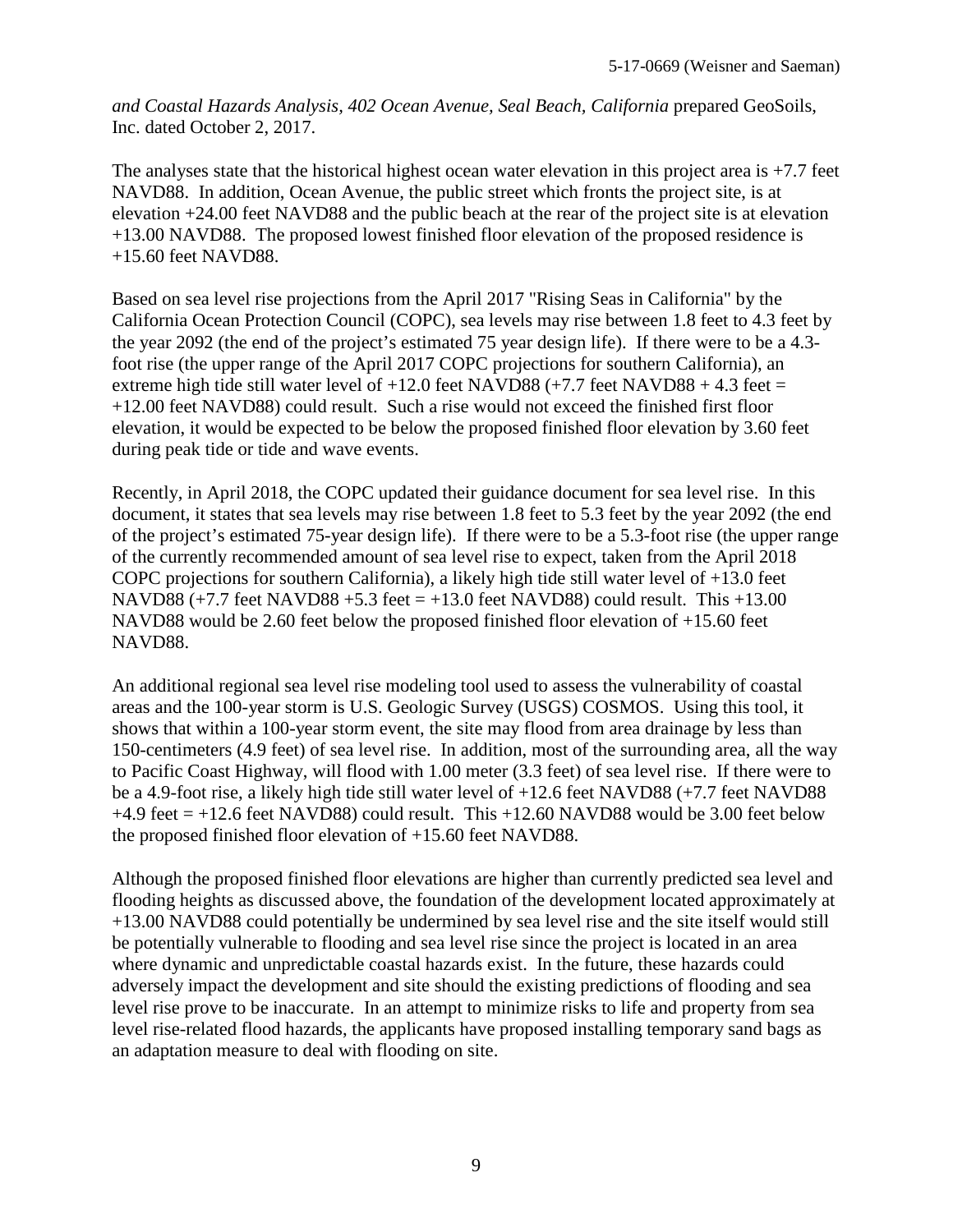*and Coastal Hazards Analysis, 402 Ocean Avenue, Seal Beach, California* prepared GeoSoils, Inc. dated October 2, 2017.

The analyses state that the historical highest ocean water elevation in this project area is +7.7 feet NAVD88. In addition, Ocean Avenue, the public street which fronts the project site, is at elevation +24.00 feet NAVD88 and the public beach at the rear of the project site is at elevation +13.00 NAVD88. The proposed lowest finished floor elevation of the proposed residence is +15.60 feet NAVD88.

Based on sea level rise projections from the April 2017 "Rising Seas in California" by the California Ocean Protection Council (COPC), sea levels may rise between 1.8 feet to 4.3 feet by the year 2092 (the end of the project's estimated 75 year design life). If there were to be a 4.3-foot rise (the upper range of the April 2017 COPC projections for southern California), an extreme high tide still water level of +12.0 feet NAVD88 (+7.7 feet NAVD88 + 4.3 feet = +12.00 feet NAVD88) could result. Such a rise would not exceed the finished first floor elevation, it would be expected to be below the proposed finished floor elevation by 3.60 feet during peak tide or tide and wave events.

Recently, in April 2018, the COPC updated their guidance document for sea level rise. In this document, it states that sea levels may rise between 1.8 feet to 5.3 feet by the year 2092 (the end of the project's estimated 75-year design life). If there were to be a 5.3-foot rise (the upper range of the currently recommended amount of sea level rise to expect, taken from the April 2018 COPC projections for southern California), a likely high tide still water level of +13.0 feet NAVD88 (+7.7 feet NAVD88 +5.3 feet = +13.0 feet NAVD88) could result. This +13.00 NAVD88 would be 2.60 feet below the proposed finished floor elevation of +15.60 feet NAVD88.

An additional regional sea level rise modeling tool used to assess the vulnerability of coastal areas and the 100-year storm is U.S. Geologic Survey (USGS) COSMOS. Using this tool, it shows that within a 100-year storm event, the site may flood from area drainage by less than 150-centimeters (4.9 feet) of sea level rise. In addition, most of the surrounding area, all the way to Pacific Coast Highway, will flood with 1.00 meter (3.3 feet) of sea level rise. If there were to be a 4.9-foot rise, a likely high tide still water level of +12.6 feet NAVD88 (+7.7 feet NAVD88 +4.9 feet = +12.6 feet NAVD88) could result. This +12.60 NAVD88 would be 3.00 feet below the proposed finished floor elevation of +15.60 feet NAVD88.

Although the proposed finished floor elevations are higher than currently predicted sea level and flooding heights as discussed above, the foundation of the development located approximately at +13.00 NAVD88 could potentially be undermined by sea level rise and the site itself would still be potentially vulnerable to flooding and sea level rise since the project is located in an area where dynamic and unpredictable coastal hazards exist. In the future, these hazards could adversely impact the development and site should the existing predictions of flooding and sea level rise prove to be inaccurate. In an attempt to minimize risks to life and property from sea level rise-related flood hazards, the applicants have proposed installing temporary sand bags as an adaptation measure to deal with flooding on site.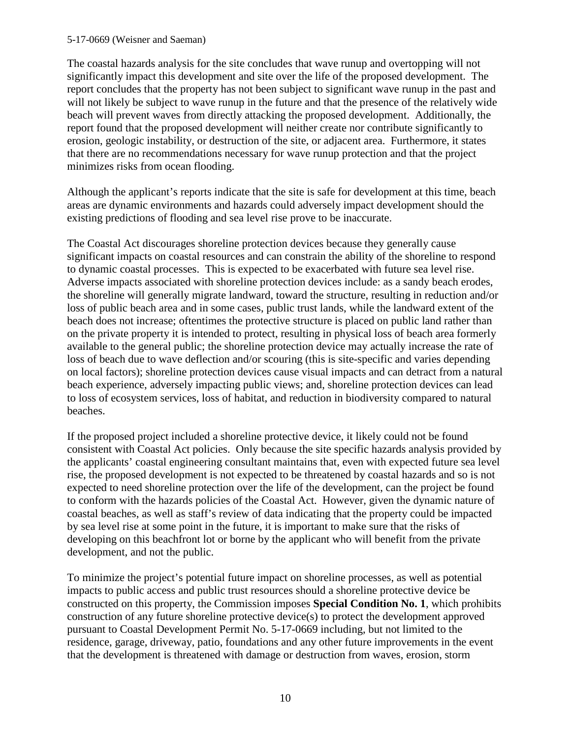The coastal hazards analysis for the site concludes that wave runup and overtopping will not significantly impact this development and site over the life of the proposed development. The report concludes that the property has not been subject to significant wave runup in the past and will not likely be subject to wave runup in the future and that the presence of the relatively wide beach will prevent waves from directly attacking the proposed development. Additionally, the report found that the proposed development will neither create nor contribute significantly to erosion, geologic instability, or destruction of the site, or adjacent area. Furthermore, it states that there are no recommendations necessary for wave runup protection and that the project minimizes risks from ocean flooding.

Although the applicant's reports indicate that the site is safe for development at this time, beach areas are dynamic environments and hazards could adversely impact development should the existing predictions of flooding and sea level rise prove to be inaccurate.

The Coastal Act discourages shoreline protection devices because they generally cause significant impacts on coastal resources and can constrain the ability of the shoreline to respond to dynamic coastal processes. This is expected to be exacerbated with future sea level rise. Adverse impacts associated with shoreline protection devices include: as a sandy beach erodes, the shoreline will generally migrate landward, toward the structure, resulting in reduction and/or loss of public beach area and in some cases, public trust lands, while the landward extent of the beach does not increase; oftentimes the protective structure is placed on public land rather than on the private property it is intended to protect, resulting in physical loss of beach area formerly available to the general public; the shoreline protection device may actually increase the rate of loss of beach due to wave deflection and/or scouring (this is site-specific and varies depending on local factors); shoreline protection devices cause visual impacts and can detract from a natural beach experience, adversely impacting public views; and, shoreline protection devices can lead to loss of ecosystem services, loss of habitat, and reduction in biodiversity compared to natural beaches.

If the proposed project included a shoreline protective device, it likely could not be found consistent with Coastal Act policies. Only because the site specific hazards analysis provided by the applicants' coastal engineering consultant maintains that, even with expected future sea level rise, the proposed development is not expected to be threatened by coastal hazards and so is not expected to need shoreline protection over the life of the development, can the project be found to conform with the hazards policies of the Coastal Act. However, given the dynamic nature of coastal beaches, as well as staff's review of data indicating that the property could be impacted by sea level rise at some point in the future, it is important to make sure that the risks of developing on this beachfront lot or borne by the applicant who will benefit from the private development, and not the public.

To minimize the project's potential future impact on shoreline processes, as well as potential impacts to public access and public trust resources should a shoreline protective device be constructed on this property, the Commission imposes **Special Condition No. 1**, which prohibits construction of any future shoreline protective device(s) to protect the development approved pursuant to Coastal Development Permit No. 5-17-0669 including, but not limited to the residence, garage, driveway, patio, foundations and any other future improvements in the event that the development is threatened with damage or destruction from waves, erosion, storm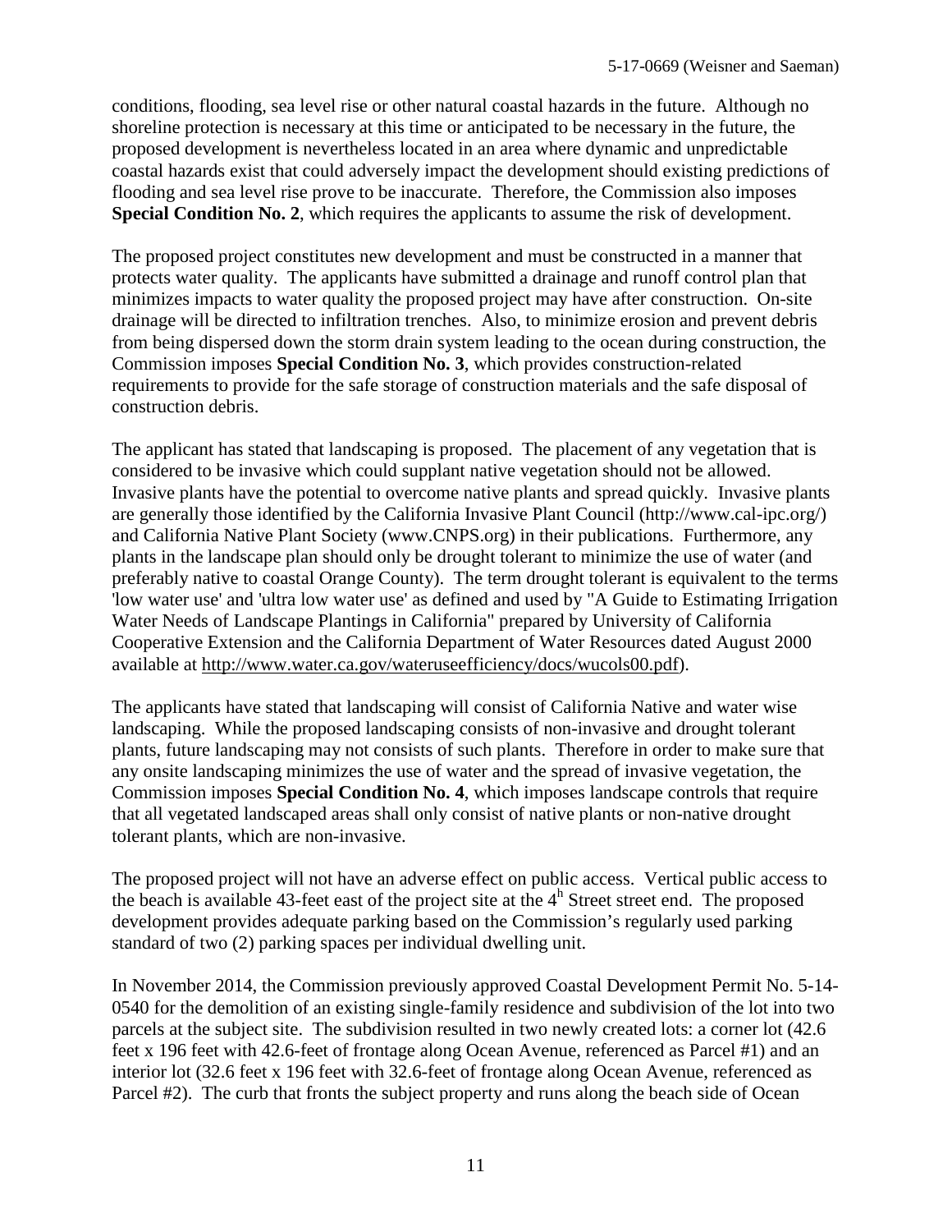conditions, flooding, sea level rise or other natural coastal hazards in the future. Although no shoreline protection is necessary at this time or anticipated to be necessary in the future, the proposed development is nevertheless located in an area where dynamic and unpredictable coastal hazards exist that could adversely impact the development should existing predictions of flooding and sea level rise prove to be inaccurate. Therefore, the Commission also imposes **Special Condition No. 2**, which requires the applicants to assume the risk of development.

The proposed project constitutes new development and must be constructed in a manner that protects water quality. The applicants have submitted a drainage and runoff control plan that minimizes impacts to water quality the proposed project may have after construction. On-site drainage will be directed to infiltration trenches. Also, to minimize erosion and prevent debris from being dispersed down the storm drain system leading to the ocean during construction, the Commission imposes **Special Condition No. 3**, which provides construction-related requirements to provide for the safe storage of construction materials and the safe disposal of construction debris.

The applicant has stated that landscaping is proposed. The placement of any vegetation that is considered to be invasive which could supplant native vegetation should not be allowed. Invasive plants have the potential to overcome native plants and spread quickly. Invasive plants are generally those identified by the California Invasive Plant Council (http://www.cal-ipc.org/) and California Native Plant Society (www.CNPS.org) in their publications. Furthermore, any plants in the landscape plan should only be drought tolerant to minimize the use of water (and preferably native to coastal Orange County). The term drought tolerant is equivalent to the terms 'low water use' and 'ultra low water use' as defined and used by "A Guide to Estimating Irrigation Water Needs of Landscape Plantings in California" prepared by University of California Cooperative Extension and the California Department of Water Resources dated August 2000 available at http://www.water.ca.gov/wateruseefficiency/docs/wucols00.pdf).

The applicants have stated that landscaping will consist of California Native and water wise landscaping. While the proposed landscaping consists of non-invasive and drought tolerant plants, future landscaping may not consists of such plants. Therefore in order to make sure that any onsite landscaping minimizes the use of water and the spread of invasive vegetation, the Commission imposes **Special Condition No. 4**, which imposes landscape controls that require that all vegetated landscaped areas shall only consist of native plants or non-native drought tolerant plants, which are non-invasive.

The proposed project will not have an adverse effect on public access. Vertical public access to the beach is available 43-feet east of the project site at the 4h Street street end. The proposed development provides adequate parking based on the Commission's regularly used parking standard of two (2) parking spaces per individual dwelling unit.

In November 2014, the Commission previously approved Coastal Development Permit No. 5-14-0540 for the demolition of an existing single-family residence and subdivision of the lot into two parcels at the subject site. The subdivision resulted in two newly created lots: a corner lot (42.6 feet x 196 feet with 42.6-feet of frontage along Ocean Avenue, referenced as Parcel #1) and an interior lot (32.6 feet x 196 feet with 32.6-feet of frontage along Ocean Avenue, referenced as Parcel #2). The curb that fronts the subject property and runs along the beach side of Ocean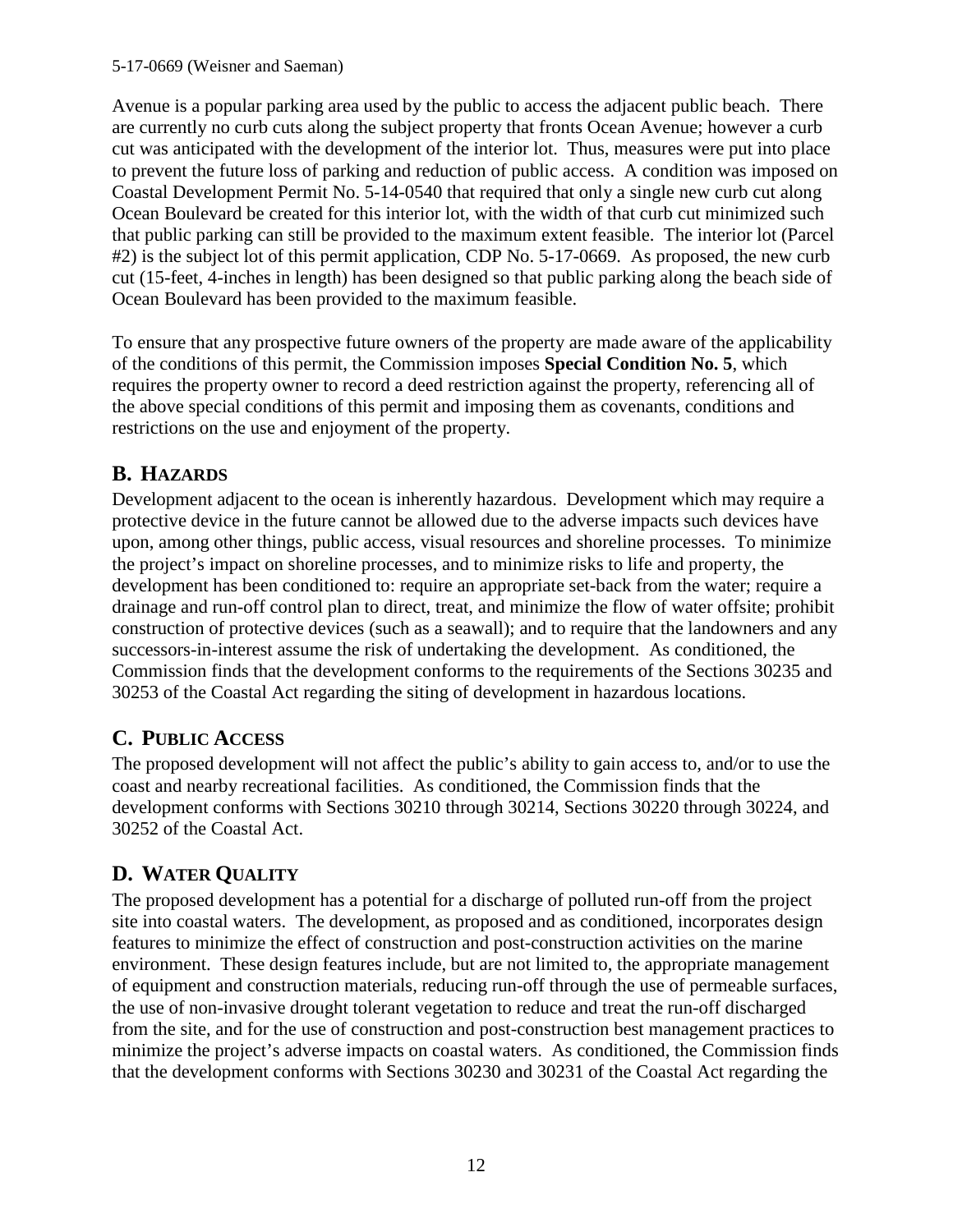Avenue is a popular parking area used by the public to access the adjacent public beach. There are currently no curb cuts along the subject property that fronts Ocean Avenue; however a curb cut was anticipated with the development of the interior lot. Thus, measures were put into place to prevent the future loss of parking and reduction of public access. A condition was imposed on Coastal Development Permit No. 5-14-0540 that required that only a single new curb cut along Ocean Boulevard be created for this interior lot, with the width of that curb cut minimized such that public parking can still be provided to the maximum extent feasible. The interior lot (Parcel #2) is the subject lot of this permit application, CDP No. 5-17-0669. As proposed, the new curb cut (15-feet, 4-inches in length) has been designed so that public parking along the beach side of Ocean Boulevard has been provided to the maximum feasible.

To ensure that any prospective future owners of the property are made aware of the applicability of the conditions of this permit, the Commission imposes **Special Condition No. 5**, which requires the property owner to record a deed restriction against the property, referencing all of the above special conditions of this permit and imposing them as covenants, conditions and restrictions on the use and enjoyment of the property.

## B. HAZARDS

Development adjacent to the ocean is inherently hazardous. Development which may require a protective device in the future cannot be allowed due to the adverse impacts such devices have upon, among other things, public access, visual resources and shoreline processes. To minimize the project's impact on shoreline processes, and to minimize risks to life and property, the development has been conditioned to: require an appropriate set-back from the water; require a drainage and run-off control plan to direct, treat, and minimize the flow of water offsite; prohibit construction of protective devices (such as a seawall); and to require that the landowners and any successors-in-interest assume the risk of undertaking the development. As conditioned, the Commission finds that the development conforms to the requirements of the Sections 30235 and 30253 of the Coastal Act regarding the siting of development in hazardous locations.

## C. PUBLIC ACCESS

The proposed development will not affect the public's ability to gain access to, and/or to use the coast and nearby recreational facilities. As conditioned, the Commission finds that the development conforms with Sections 30210 through 30214, Sections 30220 through 30224, and 30252 of the Coastal Act.

## D. WATER QUALITY

The proposed development has a potential for a discharge of polluted run-off from the project site into coastal waters. The development, as proposed and as conditioned, incorporates design features to minimize the effect of construction and post-construction activities on the marine environment. These design features include, but are not limited to, the appropriate management of equipment and construction materials, reducing run-off through the use of permeable surfaces, the use of non-invasive drought tolerant vegetation to reduce and treat the run-off discharged from the site, and for the use of construction and post-construction best management practices to minimize the project's adverse impacts on coastal waters. As conditioned, the Commission finds that the development conforms with Sections 30230 and 30231 of the Coastal Act regarding the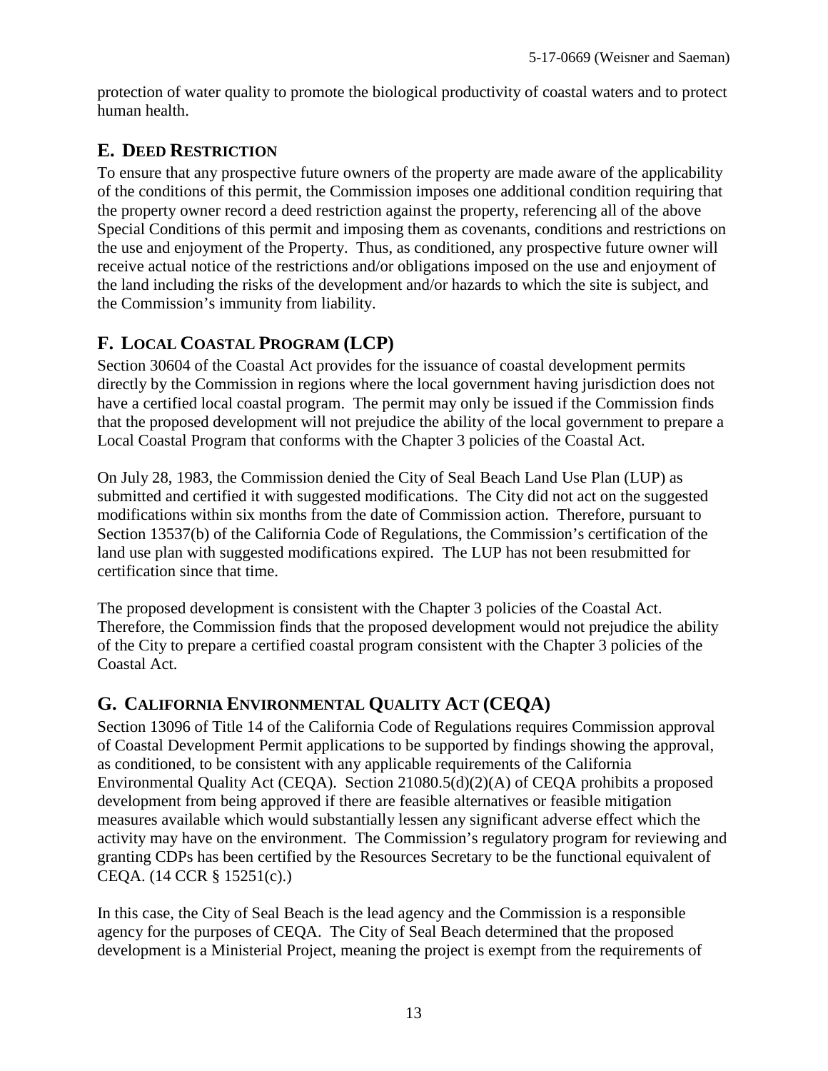protection of water quality to promote the biological productivity of coastal waters and to protect human health.

## E. DEED RESTRICTION

To ensure that any prospective future owners of the property are made aware of the applicability of the conditions of this permit, the Commission imposes one additional condition requiring that the property owner record a deed restriction against the property, referencing all of the above Special Conditions of this permit and imposing them as covenants, conditions and restrictions on the use and enjoyment of the Property. Thus, as conditioned, any prospective future owner will receive actual notice of the restrictions and/or obligations imposed on the use and enjoyment of the land including the risks of the development and/or hazards to which the site is subject, and the Commission's immunity from liability.

## F. LOCAL COASTAL PROGRAM (LCP)

Section 30604 of the Coastal Act provides for the issuance of coastal development permits directly by the Commission in regions where the local government having jurisdiction does not have a certified local coastal program. The permit may only be issued if the Commission finds that the proposed development will not prejudice the ability of the local government to prepare a Local Coastal Program that conforms with the Chapter 3 policies of the Coastal Act.

On July 28, 1983, the Commission denied the City of Seal Beach Land Use Plan (LUP) as submitted and certified it with suggested modifications. The City did not act on the suggested modifications within six months from the date of Commission action. Therefore, pursuant to Section 13537(b) of the California Code of Regulations, the Commission's certification of the land use plan with suggested modifications expired. The LUP has not been resubmitted for certification since that time.

The proposed development is consistent with the Chapter 3 policies of the Coastal Act. Therefore, the Commission finds that the proposed development would not prejudice the ability of the City to prepare a certified coastal program consistent with the Chapter 3 policies of the Coastal Act.

## G. CALIFORNIA ENVIRONMENTAL QUALITY ACT (CEQA)

Section 13096 of Title 14 of the California Code of Regulations requires Commission approval of Coastal Development Permit applications to be supported by findings showing the approval, as conditioned, to be consistent with any applicable requirements of the California Environmental Quality Act (CEQA). Section 21080.5(d)(2)(A) of CEQA prohibits a proposed development from being approved if there are feasible alternatives or feasible mitigation measures available which would substantially lessen any significant adverse effect which the activity may have on the environment. The Commission's regulatory program for reviewing and granting CDPs has been certified by the Resources Secretary to be the functional equivalent of CEQA. (14 CCR § 15251(c).)

In this case, the City of Seal Beach is the lead agency and the Commission is a responsible agency for the purposes of CEQA. The City of Seal Beach determined that the proposed development is a Ministerial Project, meaning the project is exempt from the requirements of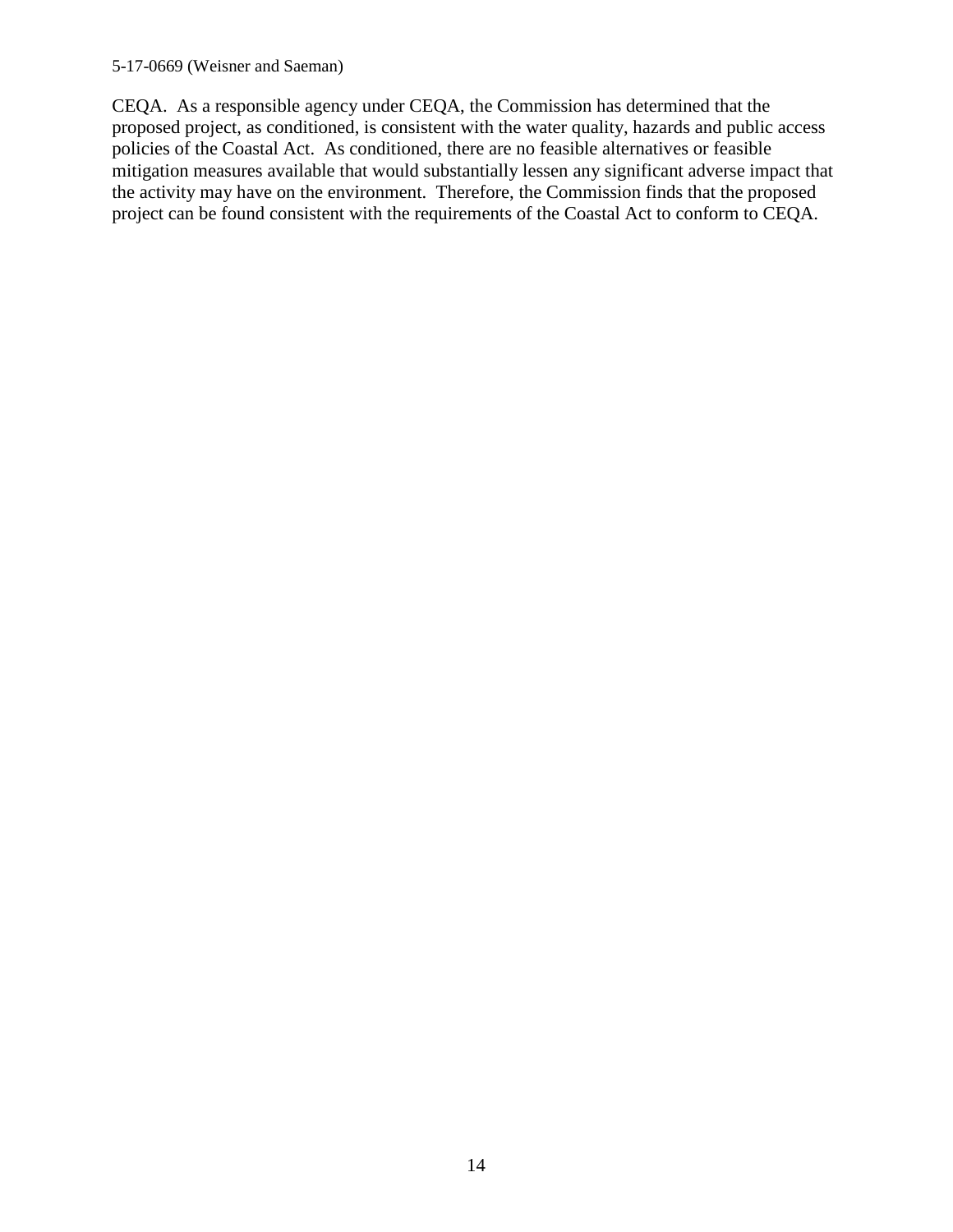CEQA. As a responsible agency under CEQA, the Commission has determined that the proposed project, as conditioned, is consistent with the water quality, hazards and public access policies of the Coastal Act. As conditioned, there are no feasible alternatives or feasible mitigation measures available that would substantially lessen any significant adverse impact that the activity may have on the environment. Therefore, the Commission finds that the proposed project can be found consistent with the requirements of the Coastal Act to conform to CEQA.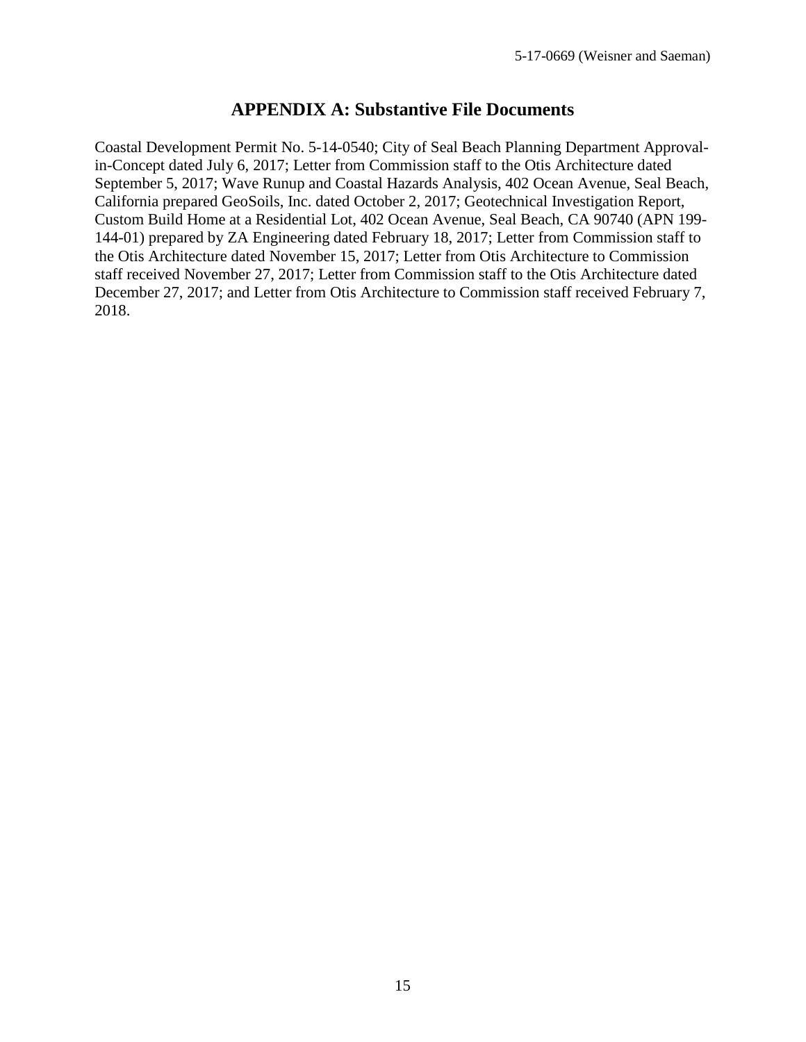## APPENDIX A: Substantive File Documents

Coastal Development Permit No. 5-14-0540; City of Seal Beach Planning Department Approval-in-Concept dated July 6, 2017; Letter from Commission staff to the Otis Architecture dated September 5, 2017; Wave Runup and Coastal Hazards Analysis, 402 Ocean Avenue, Seal Beach, California prepared GeoSoils, Inc. dated October 2, 2017; Geotechnical Investigation Report, Custom Build Home at a Residential Lot, 402 Ocean Avenue, Seal Beach, CA 90740 (APN 199-144-01) prepared by ZA Engineering dated February 18, 2017; Letter from Commission staff to the Otis Architecture dated November 15, 2017; Letter from Otis Architecture to Commission staff received November 27, 2017; Letter from Commission staff to the Otis Architecture dated December 27, 2017; and Letter from Otis Architecture to Commission staff received February 7, 2018.